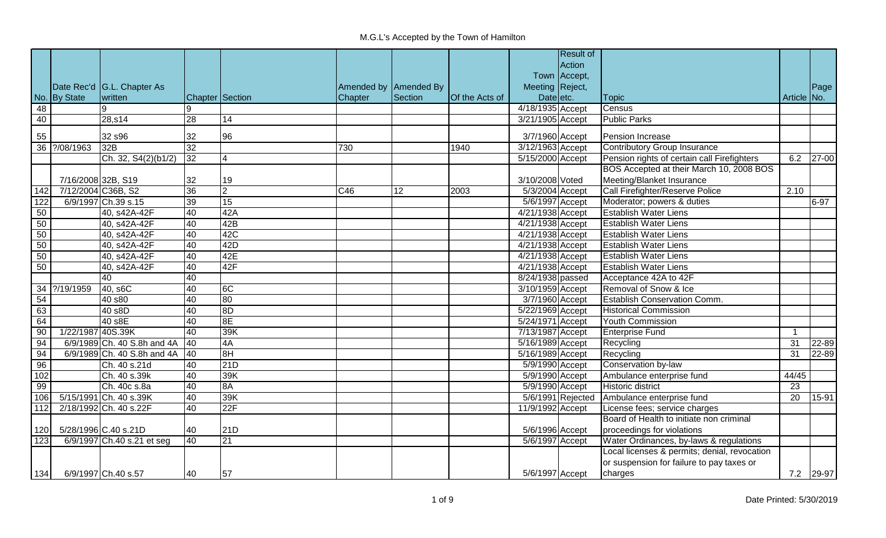# M.G.L's Accepted by the Town of Hamilton

| No. | Date Rec'd By State | G.L. Chapter As written | Chapter | Section | Amended by Chapter | Amended By Section | Of the Acts of | Town Meeting Date | Result of Action Accept, Reject, etc. | Topic | Article | Page No. |
|---|---|---|---|---|---|---|---|---|---|---|---|---|
| 48 | | 9 | 9 | | | | | 4/18/1935 | Accept | Census | | |
| 40 | | 28,s14 | 28 | 14 | | | | 3/21/1905 | Accept | Public Parks | | |
| 55 | | 32 s96 | 32 | 96 | | | | 3/7/1960 | Accept | Pension Increase | | |
| 36 | ?/08/1963 | 32B | 32 | | 730 | | 1940 | 3/12/1963 | Accept | Contributory Group Insurance | | |
| | | Ch. 32, S4(2)(b1/2) | 32 | 4 | | | | 5/15/2000 | Accept | Pension rights of certain call Firefighters | 6.2 | 27-00 |
| | 7/16/2008 | 32B, S19 | 32 | 19 | | | | 3/10/2008 | Voted | BOS Accepted at their March 10, 2008 BOS Meeting/Blanket Insurance | | |
| 142 | 7/12/2004 | C36B, S2 | 36 | 2 | C46 | 12 | 2003 | 5/3/2004 | Accept | Call Firefighter/Reserve Police | 2.10 | |
| 122 | 6/9/1997 | Ch.39 s.15 | 39 | 15 | | | | 5/6/1997 | Accept | Moderator; powers & duties | | 6-97 |
| 50 | | 40, s42A-42F | 40 | 42A | | | | 4/21/1938 | Accept | Establish Water Liens | | |
| 50 | | 40, s42A-42F | 40 | 42B | | | | 4/21/1938 | Accept | Establish Water Liens | | |
| 50 | | 40, s42A-42F | 40 | 42C | | | | 4/21/1938 | Accept | Establish Water Liens | | |
| 50 | | 40, s42A-42F | 40 | 42D | | | | 4/21/1938 | Accept | Establish Water Liens | | |
| 50 | | 40, s42A-42F | 40 | 42E | | | | 4/21/1938 | Accept | Establish Water Liens | | |
| 50 | | 40, s42A-42F | 40 | 42F | | | | 4/21/1938 | Accept | Establish Water Liens | | |
| | | 40 | 40 | | | | | 8/24/1938 | passed | Acceptance 42A to 42F | | |
| 34 | ?/19/1959 | 40, s6C | 40 | 6C | | | | 3/10/1959 | Accept | Removal of Snow & Ice | | |
| 54 | | 40 s80 | 40 | 80 | | | | 3/7/1960 | Accept | Establish Conservation Comm. | | |
| 63 | | 40 s8D | 40 | 8D | | | | 5/22/1969 | Accept | Historical Commission | | |
| 64 | | 40 s8E | 40 | 8E | | | | 5/24/1971 | Accept | Youth Commission | | |
| 90 | 1/22/1987 | 40S.39K | 40 | 39K | | | | 7/13/1987 | Accept | Enterprise Fund | 1 | |
| 94 | 6/9/1989 | Ch. 40 S.8h and 4A | 40 | 4A | | | | 5/16/1989 | Accept | Recycling | 31 | 22-89 |
| 94 | 6/9/1989 | Ch. 40 S.8h and 4A | 40 | 8H | | | | 5/16/1989 | Accept | Recycling | 31 | 22-89 |
| 96 | | Ch. 40 s.21d | 40 | 21D | | | | 5/9/1990 | Accept | Conservation by-law | | |
| 102 | | Ch. 40 s.39k | 40 | 39K | | | | 5/9/1990 | Accept | Ambulance enterprise fund | 44/45 | |
| 99 | | Ch. 40c s.8a | 40 | 8A | | | | 5/9/1990 | Accept | Historic district | 23 | |
| 106 | 5/15/1991 | Ch. 40 s.39K | 40 | 39K | | | | 5/6/1991 | Rejected | Ambulance enterprise fund | 20 | 15-91 |
| 112 | 2/18/1992 | Ch. 40 s.22F | 40 | 22F | | | | 11/9/1992 | Accept | License fees; service charges | | |
| 120 | 5/28/1996 | C.40 s.21D | 40 | 21D | | | | 5/6/1996 | Accept | Board of Health to initiate non criminal proceedings for violations | | |
| 123 | 6/9/1997 | Ch.40 s.21 et seg | 40 | 21 | | | | 5/6/1997 | Accept | Water Ordinances, by-laws & regulations | | |
| 134 | 6/9/1997 | Ch.40 s.57 | 40 | 57 | | | | 5/6/1997 | Accept | Local licenses & permits; denial, revocation or suspension for failure to pay taxes or charges | 7.2 | 29-97 |

Date Printed: 5/30/2019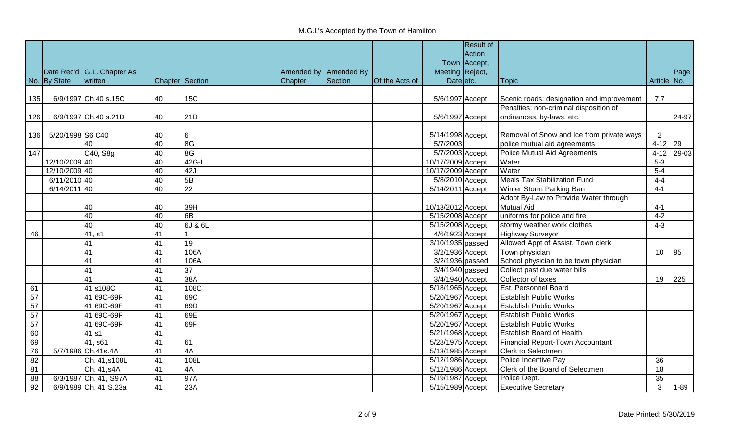# M.G.L's Accepted by the Town of Hamilton

| No. | Date Rec'd By State | G.L. Chapter As written | Chapter | Section | Amended by Chapter | Amended By Section | Of the Acts of | Town Meeting Date | Result of Action Accept, Reject, etc. | Topic | Article No. | Page No. |
|---|---|---|---|---|---|---|---|---|---|---|---|---|
| 135 | 6/9/1997 | Ch.40 s.15C | 40 | 15C | | | | 5/6/1997 | Accept | Scenic roads: designation and improvement | 7.7 | |
| 126 | 6/9/1997 | Ch.40 s.21D | 40 | 21D | | | | 5/6/1997 | Accept | Penalties: non-criminal disposition of ordinances, by-laws, etc. | | 24-97 |
| 136 | 5/20/1998 | S6 C40 | 40 | 6 | | | | 5/14/1998 | Accept | Removal of Snow and Ice from private ways | 2 | |
| | | 40 | 40 | 8G | | | | 5/7/2003 | | police mutual aid agreements | 4-12 | 29 |
| 147 | | C40, S8g | 40 | 8G | | | | 5/7/2003 | Accept | Police Mutual Aid Agreements | 4-12 | 29-03 |
| | 12/10/2009 | 40 | 40 | 42G-I | | | | 10/17/2009 | Accept | Water | 5-3 | |
| | 12/10/2009 | 40 | 40 | 42J | | | | 10/17/2009 | Accept | Water | 5-4 | |
| | 6/11/2010 | 40 | 40 | 5B | | | | 5/8/2010 | Accept | Meals Tax Stabilization Fund | 4-4 | |
| | 6/14/2011 | 40 | 40 | 22 | | | | 5/14/2011 | Accept | Winter Storm Parking Ban | 4-1 | |
| | | 40 | 40 | 39H | | | | 10/13/2012 | Accept | Adopt By-Law to Provide Water through Mutual Aid | 4-1 | |
| | | 40 | 40 | 6B | | | | 5/15/2008 | Accept | uniforms for police and fire | 4-2 | |
| | | 40 | 40 | 6J & 6L | | | | 5/15/2008 | Accept | stormy weather work clothes | 4-3 | |
| 46 | | 41, s1 | 41 | 1 | | | | 4/6/1923 | Accept | Highway Surveyor | | |
| | | 41 | 41 | 19 | | | | 3/10/1935 | passed | Allowed Appt of Assist. Town clerk | | |
| | | 41 | 41 | 106A | | | | 3/2/1936 | Accept | Town physician | 10 | 95 |
| | | 41 | 41 | 106A | | | | 3/2/1936 | passed | School physician to be town physician | | |
| | | 41 | 41 | 37 | | | | 3/4/1940 | passed | Collect past due water bills | | |
| | | 41 | 41 | 38A | | | | 3/4/1940 | Accept | Collector of taxes | 19 | 225 |
| 61 | | 41 s108C | 41 | 108C | | | | 5/18/1965 | Accept | Est. Personnel Board | | |
| 57 | | 41 69C-69F | 41 | 69C | | | | 5/20/1967 | Accept | Establish Public Works | | |
| 57 | | 41 69C-69F | 41 | 69D | | | | 5/20/1967 | Accept | Establish Public Works | | |
| 57 | | 41 69C-69F | 41 | 69E | | | | 5/20/1967 | Accept | Establish Public Works | | |
| 57 | | 41 69C-69F | 41 | 69F | | | | 5/20/1967 | Accept | Establish Public Works | | |
| 60 | | 41 s1 | 41 | | | | | 5/21/1968 | Accept | Establish Board of Health | | |
| 69 | | 41, s61 | 41 | 61 | | | | 5/28/1975 | Accept | Financial Report-Town Accountant | | |
| 76 | 5/7/1986 | Ch.41s.4A | 41 | 4A | | | | 5/13/1985 | Accept | Clerk to Selectmen | | |
| 82 | | Ch. 41,s108L | 41 | 108L | | | | 5/12/1986 | Accept | Police Incentive Pay | 36 | |
| 81 | | Ch. 41,s4A | 41 | 4A | | | | 5/12/1986 | Accept | Clerk of the Board of Selectmen | 18 | |
| 88 | 6/3/1987 | Ch. 41, S97A | 41 | 97A | | | | 5/19/1987 | Accept | Police Dept. | 35 | |
| 92 | 6/9/1989 | Ch. 41 S.23a | 41 | 23A | | | | 5/15/1989 | Accept | Executive Secretary | 3 | 1-89 |

Date Printed: 5/30/2019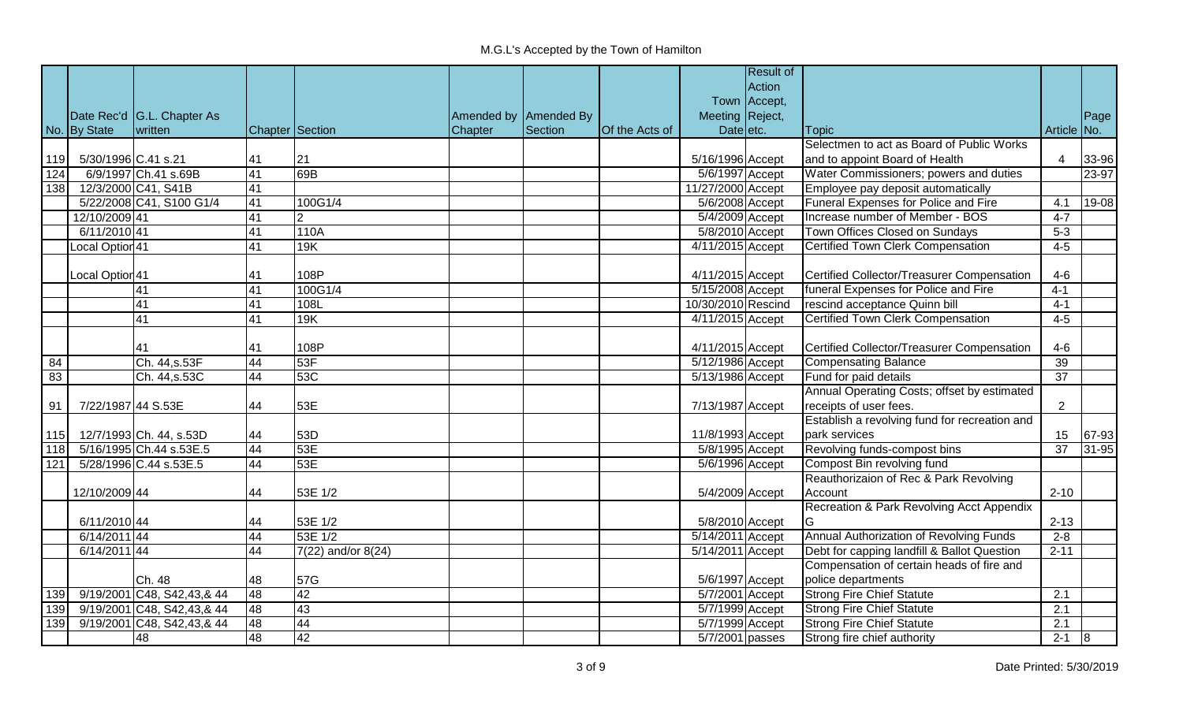# M.G.L's Accepted by the Town of Hamilton

| No. | Date Rec'd By State | G.L. Chapter As written | Chapter | Section | Amended by Chapter | Amended By Section | Of the Acts of | Town Meeting Date | Result of Action Accept, Reject, etc. | Topic | Article | Page No. |
|---|---|---|---|---|---|---|---|---|---|---|---|---|
| 119 | 5/30/1996 | C.41 s.21 | 41 | 21 | | | | 5/16/1996 | Accept | Selectmen to act as Board of Public Works and to appoint Board of Health | 4 | 33-96 |
| 124 | 6/9/1997 | Ch.41 s.69B | 41 | 69B | | | | 5/6/1997 | Accept | Water Commissioners; powers and duties | | 23-97 |
| 138 | 12/3/2000 | C41, S41B | 41 | | | | | 11/27/2000 | Accept | Employee pay deposit automatically | | |
| | 5/22/2008 | C41, S100 G1/4 | 41 | 100G1/4 | | | | 5/6/2008 | Accept | Funeral Expenses for Police and Fire | 4.1 | 19-08 |
| | 12/10/2009 | 41 | 41 | 2 | | | | 5/4/2009 | Accept | Increase number of Member - BOS | 4-7 | |
| | 6/11/2010 | 41 | 41 | 110A | | | | 5/8/2010 | Accept | Town Offices Closed on Sundays | 5-3 | |
| | Local Option | 41 | 41 | 19K | | | | 4/11/2015 | Accept | Certified Town Clerk Compensation | 4-5 | |
| | Local Option | 41 | 41 | 108P | | | | 4/11/2015 | Accept | Certified Collector/Treasurer Compensation | 4-6 | |
| | | 41 | 41 | 100G1/4 | | | | 5/15/2008 | Accept | funeral Expenses for Police and Fire | 4-1 | |
| | | 41 | 41 | 108L | | | | 10/30/2010 | Rescind | rescind acceptance Quinn bill | 4-1 | |
| | | 41 | 41 | 19K | | | | 4/11/2015 | Accept | Certified Town Clerk Compensation | 4-5 | |
| | | 41 | 41 | 108P | | | | 4/11/2015 | Accept | Certified Collector/Treasurer Compensation | 4-6 | |
| 84 | | Ch. 44,s.53F | 44 | 53F | | | | 5/12/1986 | Accept | Compensating Balance | 39 | |
| 83 | | Ch. 44,s.53C | 44 | 53C | | | | 5/13/1986 | Accept | Fund for paid details | 37 | |
| 91 | 7/22/1987 | 44 S.53E | 44 | 53E | | | | 7/13/1987 | Accept | Annual Operating Costs; offset by estimated receipts of user fees. | 2 | |
| 115 | 12/7/1993 | Ch. 44, s.53D | 44 | 53D | | | | 11/8/1993 | Accept | Establish a revolving fund for recreation and park services | 15 | 67-93 |
| 118 | 5/16/1995 | Ch.44 s.53E.5 | 44 | 53E | | | | 5/8/1995 | Accept | Revolving funds-compost bins | 37 | 31-95 |
| 121 | 5/28/1996 | C.44 s.53E.5 | 44 | 53E | | | | 5/6/1996 | Accept | Compost Bin revolving fund | | |
| | 12/10/2009 | 44 | 44 | 53E 1/2 | | | | 5/4/2009 | Accept | Reauthorizaion of Rec & Park Revolving Account | 2-10 | |
| | 6/11/2010 | 44 | 44 | 53E 1/2 | | | | 5/8/2010 | Accept | Recreation & Park Revolving Acct Appendix G | 2-13 | |
| | 6/14/2011 | 44 | 44 | 53E 1/2 | | | | 5/14/2011 | Accept | Annual Authorization of Revolving Funds | 2-8 | |
| | 6/14/2011 | 44 | 44 | 7(22) and/or 8(24) | | | | 5/14/2011 | Accept | Debt for capping landfill & Ballot Question | 2-11 | |
| | | Ch. 48 | 48 | 57G | | | | 5/6/1997 | Accept | Compensation of certain heads of fire and police departments | | |
| 139 | 9/19/2001 | C48, S42,43,& 44 | 48 | 42 | | | | 5/7/2001 | Accept | Strong Fire Chief Statute | 2.1 | |
| 139 | 9/19/2001 | C48, S42,43,& 44 | 48 | 43 | | | | 5/7/1999 | Accept | Strong Fire Chief Statute | 2.1 | |
| 139 | 9/19/2001 | C48, S42,43,& 44 | 48 | 44 | | | | 5/7/1999 | Accept | Strong Fire Chief Statute | 2.1 | |
| | | 48 | 48 | 42 | | | | 5/7/2001 | passes | Strong fire chief authority | 2-1 | 8 |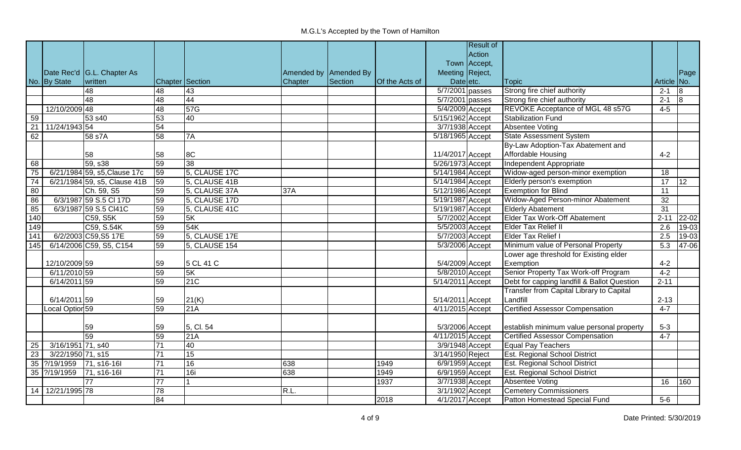# M.G.L's Accepted by the Town of Hamilton

| No. | Date Rec'd By State | G.L. Chapter As written | Chapter | Section | Amended by Chapter | Amended By Section | Of the Acts of | Town Meeting Date | Result of Action Accept, Reject, etc. | Topic | Article | Page No. |
|---|---|---|---|---|---|---|---|---|---|---|---|---|
| | | 48 | 48 | 43 | | | | 5/7/2001 | passes | Strong fire chief authority | 2-1 | 8 |
| | | 48 | 48 | 44 | | | | 5/7/2001 | passes | Strong fire chief authority | 2-1 | 8 |
| | 12/10/2009 | 48 | 48 | 57G | | | | 5/4/2009 | Accept | REVOKE Acceptance of MGL 48 s57G | 4-5 | |
| 59 | | 53 s40 | 53 | 40 | | | | 5/15/1962 | Accept | Stabilization Fund | | |
| 21 | 11/24/1943 | 54 | 54 | | | | | 3/7/1938 | Accept | Absentee Voting | | |
| 62 | | 58 s7A | 58 | 7A | | | | 5/18/1965 | Accept | State Assessment System | | |
| | | 58 | 58 | 8C | | | | 11/4/2017 | Accept | By-Law Adoption-Tax Abatement and Affordable Housing | 4-2 | |
| 68 | | 59, s38 | 59 | 38 | | | | 5/26/1973 | Accept | Independent Appropriate | | |
| 75 | 6/21/1984 | 59, s5,Clause 17c | 59 | 5, CLAUSE 17C | | | | 5/14/1984 | Accept | Widow-aged person-minor exemption | 18 | |
| 74 | 6/21/1984 | 59, s5, Clause 41B | 59 | 5, CLAUSE 41B | | | | 5/14/1984 | Accept | Elderly person's exemption | 17 | 12 |
| 80 | | Ch. 59, S5 | 59 | 5, CLAUSE 37A | 37A | | | 5/12/1986 | Accept | Exemption for Blind | 11 | |
| 86 | 6/3/1987 | 59 S.5 Cl 17D | 59 | 5, CLAUSE 17D | | | | 5/19/1987 | Accept | Widow-Aged Person-minor Abatement | 32 | |
| 85 | 6/3/1987 | 59 S.5 Cl41C | 59 | 5, CLAUSE 41C | | | | 5/19/1987 | Accept | Elderly Abatement | 31 | |
| 140 | | C59, S5K | 59 | 5K | | | | 5/7/2002 | Accept | Elder Tax Work-Off Abatement | 2-11 | 22-02 |
| 149 | | C59, S.54K | 59 | 54K | | | | 5/5/2003 | Accept | Elder Tax Relief II | 2.6 | 19-03 |
| 141 | 6/2/2003 | C59,S5 17E | 59 | 5, CLAUSE 17E | | | | 5/7/2003 | Accept | Elder Tax Relief I | 2.5 | 19-03 |
| 145 | 6/14/2006 | C59, S5, C154 | 59 | 5, CLAUSE 154 | | | | 5/3/2006 | Accept | Minimum value of Personal Property | 5.3 | 47-06 |
| | 12/10/2009 | 59 | 59 | 5 CL 41 C | | | | 5/4/2009 | Accept | Lower age threshold for Existing elder Exemption | 4-2 | |
| | 6/11/2010 | 59 | 59 | 5K | | | | 5/8/2010 | Accept | Senior Property Tax Work-off Program | 4-2 | |
| | 6/14/2011 | 59 | 59 | 21C | | | | 5/14/2011 | Accept | Debt for capping landfill & Ballot Question | 2-11 | |
| | 6/14/2011 | 59 | 59 | 21(K) | | | | 5/14/2011 | Accept | Transfer from Capital Library to Capital Landfill | 2-13 | |
| | Local Option | 59 | 59 | 21A | | | | 4/11/2015 | Accept | Certified Assessor Compensation | 4-7 | |
| | | 59 | 59 | 5, Cl. 54 | | | | 5/3/2006 | Accept | establish minimum value personal property | 5-3 | |
| | | 59 | 59 | 21A | | | | 4/11/2015 | Accept | Certified Assessor Compensation | 4-7 | |
| 25 | 3/16/1951 | 71, s40 | 71 | 40 | | | | 3/9/1948 | Accept | Equal Pay Teachers | | |
| 23 | 3/22/1950 | 71, s15 | 71 | 15 | | | | 3/14/1950 | Reject | Est. Regional School District | | |
| 35 | ?/19/1959 | 71, s16-16l | 71 | 16 | 638 | | 1949 | 6/9/1959 | Accept | Est. Regional School District | | |
| 35 | ?/19/1959 | 71, s16-16l | 71 | 16i | 638 | | 1949 | 6/9/1959 | Accept | Est. Regional School District | | |
| | | 77 | 77 | 1 | | | 1937 | 3/7/1938 | Accept | Absentee Voting | 16 | 160 |
| 14 | 12/21/1995 | 78 | 78 | | R.L. | | | 3/1/1902 | Accept | Cemetery Commissioners | | |
| | | | 84 | | | | 2018 | 4/1/2017 | Accept | Patton Homestead Special Fund | 5-6 | |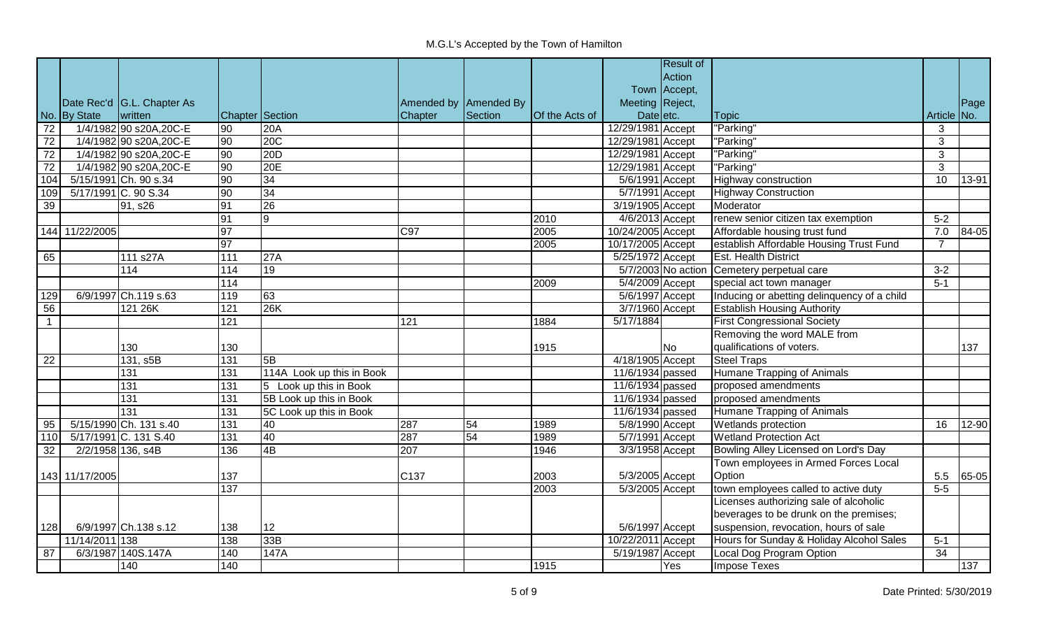# M.G.L's Accepted by the Town of Hamilton

| No. | Date Rec'd By State | G.L. Chapter As written | Chapter | Section | Amended by Chapter | Amended By Section | Of the Acts of | Town Meeting Date | Result of Action Accept, Reject, etc. | Topic | Article | Page No. |
|---|---|---|---|---|---|---|---|---|---|---|---|---|
| 72 | 1/4/1982 | 90 s20A,20C-E | 90 | 20A | | | | 12/29/1981 | Accept | "Parking" | 3 | |
| 72 | 1/4/1982 | 90 s20A,20C-E | 90 | 20C | | | | 12/29/1981 | Accept | "Parking" | 3 | |
| 72 | 1/4/1982 | 90 s20A,20C-E | 90 | 20D | | | | 12/29/1981 | Accept | "Parking" | 3 | |
| 72 | 1/4/1982 | 90 s20A,20C-E | 90 | 20E | | | | 12/29/1981 | Accept | "Parking" | 3 | |
| 104 | 5/15/1991 | Ch. 90 s.34 | 90 | 34 | | | | 5/6/1991 | Accept | Highway construction | 10 | 13-91 |
| 109 | 5/17/1991 | C. 90 S.34 | 90 | 34 | | | | 5/7/1991 | Accept | Highway Construction | | |
| 39 | | 91, s26 | 91 | 26 | | | | 3/19/1905 | Accept | Moderator | | |
| | | | 91 | 9 | | | 2010 | 4/6/2013 | Accept | renew senior citizen tax exemption | 5-2 | |
| 144 | 11/22/2005 | | 97 | | C97 | | 2005 | 10/24/2005 | Accept | Affordable housing trust fund | 7.0 | 84-05 |
| | | | 97 | | | | 2005 | 10/17/2005 | Accept | establish Affordable Housing Trust Fund | 7 | |
| 65 | | 111 s27A | 111 | 27A | | | | 5/25/1972 | Accept | Est. Health District | | |
| | | 114 | 114 | 19 | | | | 5/7/2003 | No action | Cemetery perpetual care | 3-2 | |
| | | | 114 | | | | 2009 | 5/4/2009 | Accept | special act town manager | 5-1 | |
| 129 | 6/9/1997 | Ch.119 s.63 | 119 | 63 | | | | 5/6/1997 | Accept | Inducing or abetting delinquency of a child | | |
| 56 | | 121 26K | 121 | 26K | | | | 3/7/1960 | Accept | Establish Housing Authority | | |
| 1 | | | 121 | | 121 | | 1884 | 5/17/1884 | | First Congressional Society | | |
| | | 130 | 130 | | | | 1915 | | No | Removing the word MALE from qualifications of voters. | | 137 |
| 22 | | 131, s5B | 131 | 5B | | | | 4/18/1905 | Accept | Steel Traps | | |
| | | 131 | 131 | 114A Look up this in Book | | | | 11/6/1934 | passed | Humane Trapping of Animals | | |
| | | 131 | 131 | 5 Look up this in Book | | | | 11/6/1934 | passed | proposed amendments | | |
| | | 131 | 131 | 5B Look up this in Book | | | | 11/6/1934 | passed | proposed amendments | | |
| | | 131 | 131 | 5C Look up this in Book | | | | 11/6/1934 | passed | Humane Trapping of Animals | | |
| 95 | 5/15/1990 | Ch. 131 s.40 | 131 | 40 | 287 | 54 | 1989 | 5/8/1990 | Accept | Wetlands protection | 16 | 12-90 |
| 110 | 5/17/1991 | C. 131 S.40 | 131 | 40 | 287 | 54 | 1989 | 5/7/1991 | Accept | Wetland Protection Act | | |
| 32 | 2/2/1958 | 136, s4B | 136 | 4B | 207 | | 1946 | 3/3/1958 | Accept | Bowling Alley Licensed on Lord's Day | | |
| 143 | 11/17/2005 | | 137 | | C137 | | 2003 | 5/3/2005 | Accept | Town employees in Armed Forces Local Option | 5.5 | 65-05 |
| | | | 137 | | | | 2003 | 5/3/2005 | Accept | town employees called to active duty | 5-5 | |
| 128 | 6/9/1997 | Ch.138 s.12 | 138 | 12 | | | | 5/6/1997 | Accept | Licenses authorizing sale of alcoholic beverages to be drunk on the premises; suspension, revocation, hours of sale | | |
| | 11/14/2011 | 138 | 138 | 33B | | | | 10/22/2011 | Accept | Hours for Sunday & Holiday Alcohol Sales | 5-1 | |
| 87 | 6/3/1987 | 140S.147A | 140 | 147A | | | | 5/19/1987 | Accept | Local Dog Program Option | 34 | |
| | | 140 | 140 | | | | 1915 | | Yes | Impose Texes | | 137 |

Date Printed: 5/30/2019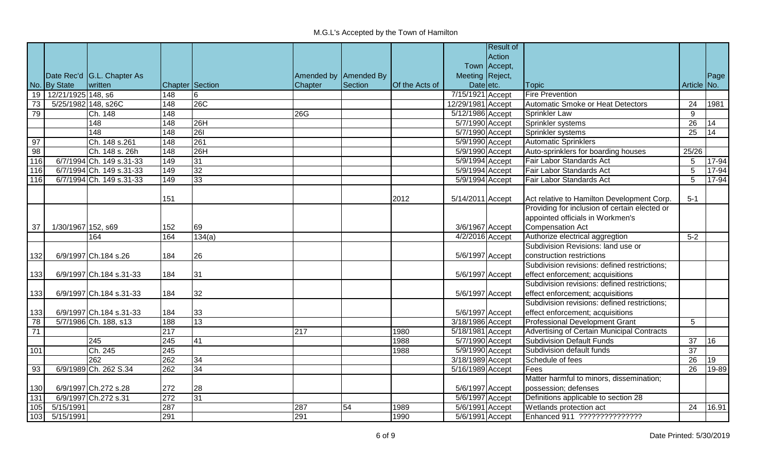# M.G.L's Accepted by the Town of Hamilton

| No. | Date Rec'd By State | G.L. Chapter As written | Chapter | Section | Amended by Chapter | Amended By Section | Of the Acts of | Town Meeting Date | Result of Action Accept, Reject, etc. | Topic | Article | Page No. |
|---|---|---|---|---|---|---|---|---|---|---|---|---|
| 19 | 12/21/1925 | 148, s6 | 148 | 6 | | | | 7/15/1921 | Accept | Fire Prevention | | |
| 73 | 5/25/1982 | 148, s26C | 148 | 26C | | | | 12/29/1981 | Accept | Automatic Smoke or Heat Detectors | 24 | 1981 |
| 79 | | Ch. 148 | 148 | | 26G | | | 5/12/1986 | Accept | Sprinkler Law | 9 | |
| | | 148 | 148 | 26H | | | | 5/7/1990 | Accept | Sprinkler systems | 26 | 14 |
| | | 148 | 148 | 26I | | | | 5/7/1990 | Accept | Sprinkler systems | 25 | 14 |
| 97 | | Ch. 148 s.261 | 148 | 261 | | | | 5/9/1990 | Accept | Automatic Sprinklers | | |
| 98 | | Ch. 148 s. 26h | 148 | 26H | | | | 5/9/1990 | Accept | Auto-sprinklers for boarding houses | 25/26 | |
| 116 | 6/7/1994 | Ch. 149 s.31-33 | 149 | 31 | | | | 5/9/1994 | Accept | Fair Labor Standards Act | 5 | 17-94 |
| 116 | 6/7/1994 | Ch. 149 s.31-33 | 149 | 32 | | | | 5/9/1994 | Accept | Fair Labor Standards Act | 5 | 17-94 |
| 116 | 6/7/1994 | Ch. 149 s.31-33 | 149 | 33 | | | | 5/9/1994 | Accept | Fair Labor Standards Act | 5 | 17-94 |
| | | | 151 | | | | 2012 | 5/14/2011 | Accept | Act relative to Hamilton Development Corp. | 5-1 | |
| 37 | 1/30/1967 | 152, s69 | 152 | 69 | | | | 3/6/1967 | Accept | Providing for inclusion of certain elected or appointed officials in Workmen's Compensation Act | | |
| | | 164 | 164 | 134(a) | | | | 4/2/2016 | Accept | Authorize electrical aggregtion | 5-2 | |
| 132 | 6/9/1997 | Ch.184 s.26 | 184 | 26 | | | | 5/6/1997 | Accept | Subdivision Revisions: land use or construction restrictions | | |
| 133 | 6/9/1997 | Ch.184 s.31-33 | 184 | 31 | | | | 5/6/1997 | Accept | Subdivision revisions: defined restrictions; effect enforcement; acquisitions | | |
| 133 | 6/9/1997 | Ch.184 s.31-33 | 184 | 32 | | | | 5/6/1997 | Accept | Subdivision revisions: defined restrictions; effect enforcement; acquisitions | | |
| 133 | 6/9/1997 | Ch.184 s.31-33 | 184 | 33 | | | | 5/6/1997 | Accept | Subdivision revisions: defined restrictions; effect enforcement; acquisitions | | |
| 78 | 5/7/1986 | Ch. 188, s13 | 188 | 13 | | | | 3/18/1986 | Accept | Professional Development Grant | 5 | |
| 71 | | | 217 | | 217 | | 1980 | 5/18/1981 | Accept | Advertising of Certain Municipal Contracts | | |
| | | 245 | 245 | 41 | | | 1988 | 5/7/1990 | Accept | Subdivision Default Funds | 37 | 16 |
| 101 | | Ch. 245 | 245 | | | | 1988 | 5/9/1990 | Accept | Subdivision default funds | 37 | |
| | | 262 | 262 | 34 | | | | 3/18/1989 | Accept | Schedule of fees | 26 | 19 |
| 93 | 6/9/1989 | Ch. 262 S.34 | 262 | 34 | | | | 5/16/1989 | Accept | Fees | 26 | 19-89 |
| 130 | 6/9/1997 | Ch.272 s.28 | 272 | 28 | | | | 5/6/1997 | Accept | Matter harmful to minors, dissemination; possession; defenses | | |
| 131 | 6/9/1997 | Ch.272 s.31 | 272 | 31 | | | | 5/6/1997 | Accept | Definitions applicable to section 28 | | |
| 105 | 5/15/1991 | | 287 | | 287 | 54 | 1989 | 5/6/1991 | Accept | Wetlands protection act | 24 | 16.91 |
| 103 | 5/15/1991 | | 291 | | 291 | | 1990 | 5/6/1991 | Accept | Enhanced 911 ??????????????? | | |

Date Printed: 5/30/2019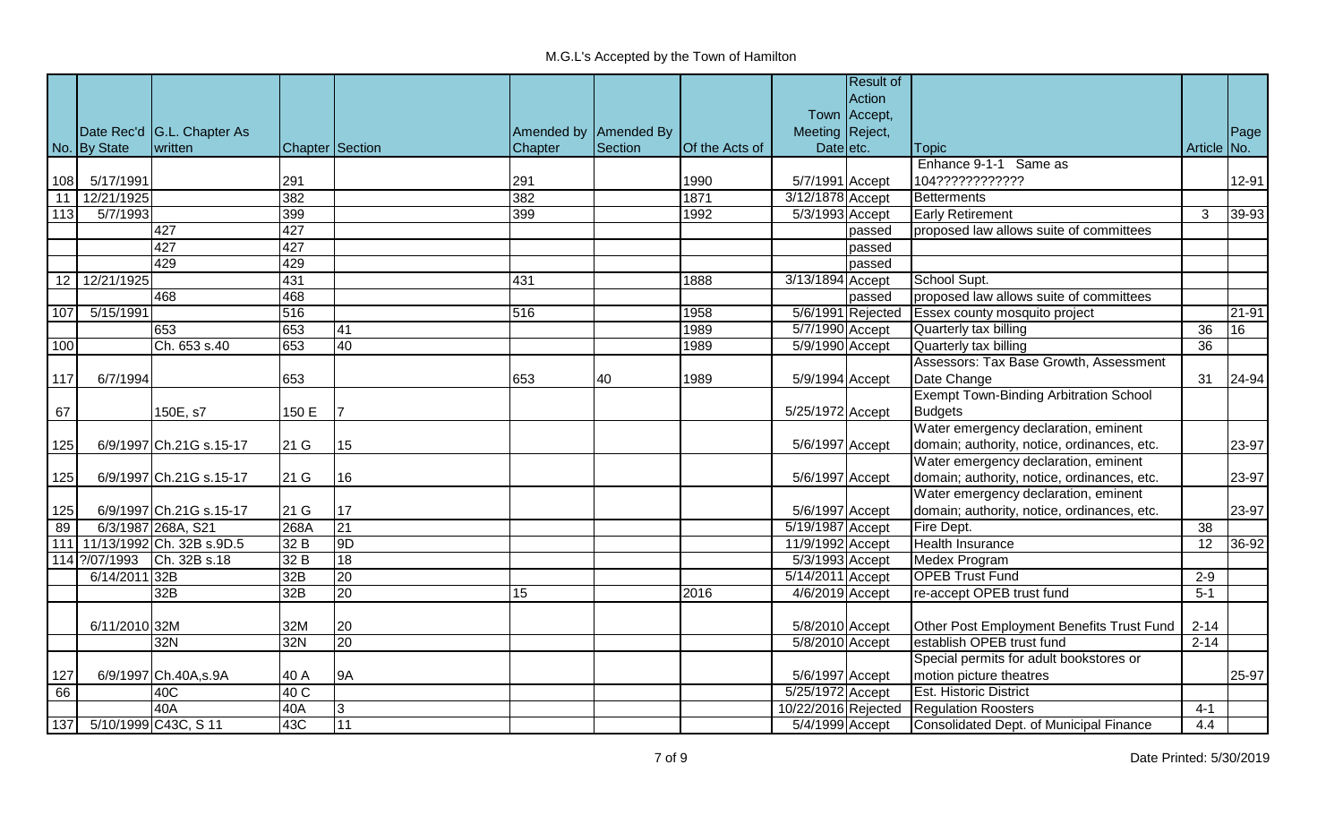# M.G.L's Accepted by the Town of Hamilton

| No. | Date Rec'd By State | G.L. Chapter As written | Chapter | Section | Amended by Chapter | Amended By Section | Of the Acts of | Town Meeting Date | Result of Action Accept, Reject, etc. | Topic | Article | Page No. |
|---|---|---|---|---|---|---|---|---|---|---|---|---|
| 108 | 5/17/1991 | | 291 | | 291 | | 1990 | 5/7/1991 | Accept | Enhance 9-1-1 Same as 104????????????? | | 12-91 |
| 11 | 12/21/1925 | | 382 | | 382 | | 1871 | 3/12/1878 | Accept | Betterments | | |
| 113 | 5/7/1993 | | 399 | | 399 | | 1992 | 5/3/1993 | Accept | Early Retirement | 3 | 39-93 |
| | | 427 | 427 | | | | | | passed | proposed law allows suite of committees | | |
| | | 427 | 427 | | | | | | passed | | | |
| | | 429 | 429 | | | | | | passed | | | |
| 12 | 12/21/1925 | | 431 | | 431 | | 1888 | 3/13/1894 | Accept | School Supt. | | |
| | | 468 | 468 | | | | | | passed | proposed law allows suite of committees | | |
| 107 | 5/15/1991 | | 516 | | 516 | | 1958 | 5/6/1991 | Rejected | Essex county mosquito project | | 21-91 |
| | | 653 | 653 | 41 | | | 1989 | 5/7/1990 | Accept | Quarterly tax billing | 36 | 16 |
| 100 | | Ch. 653 s.40 | 653 | 40 | | | 1989 | 5/9/1990 | Accept | Quarterly tax billing | 36 | |
| 117 | 6/7/1994 | | 653 | | 653 | 40 | 1989 | 5/9/1994 | Accept | Assessors: Tax Base Growth, Assessment Date Change | 31 | 24-94 |
| 67 | | 150E, s7 | 150 E | 7 | | | | 5/25/1972 | Accept | Exempt Town-Binding Arbitration School Budgets | | |
| 125 | 6/9/1997 | Ch.21G s.15-17 | 21 G | 15 | | | | 5/6/1997 | Accept | Water emergency declaration, eminent domain; authority, notice, ordinances, etc. | | 23-97 |
| 125 | 6/9/1997 | Ch.21G s.15-17 | 21 G | 16 | | | | 5/6/1997 | Accept | Water emergency declaration, eminent domain; authority, notice, ordinances, etc. | | 23-97 |
| 125 | 6/9/1997 | Ch.21G s.15-17 | 21 G | 17 | | | | 5/6/1997 | Accept | Water emergency declaration, eminent domain; authority, notice, ordinances, etc. | | 23-97 |
| 89 | 6/3/1987 | 268A, S21 | 268A | 21 | | | | 5/19/1987 | Accept | Fire Dept. | 38 | |
| 111 | 11/13/1992 | Ch. 32B s.9D.5 | 32 B | 9D | | | | 11/9/1992 | Accept | Health Insurance | 12 | 36-92 |
| 114 | ?/07/1993 | Ch. 32B s.18 | 32 B | 18 | | | | 5/3/1993 | Accept | Medex Program | | |
| | 6/14/2011 | 32B | 32B | 20 | | | | 5/14/2011 | Accept | OPEB Trust Fund | 2-9 | |
| | | 32B | 32B | 20 | 15 | | 2016 | 4/6/2019 | Accept | re-accept OPEB trust fund | 5-1 | |
| | 6/11/2010 | 32M | 32M | 20 | | | | 5/8/2010 | Accept | Other Post Employment Benefits Trust Fund | 2-14 | |
| | | 32N | 32N | 20 | | | | 5/8/2010 | Accept | establish OPEB trust fund | 2-14 | |
| 127 | 6/9/1997 | Ch.40A,s.9A | 40 A | 9A | | | | 5/6/1997 | Accept | Special permits for adult bookstores or motion picture theatres | | 25-97 |
| 66 | | 40C | 40 C | | | | | 5/25/1972 | Accept | Est. Historic District | | |
| | | 40A | 40A | 3 | | | | 10/22/2016 | Rejected | Regulation Roosters | 4-1 | |
| 137 | 5/10/1999 | C43C, S 11 | 43C | 11 | | | | 5/4/1999 | Accept | Consolidated Dept. of Municipal Finance | 4.4 | |

Date Printed: 5/30/2019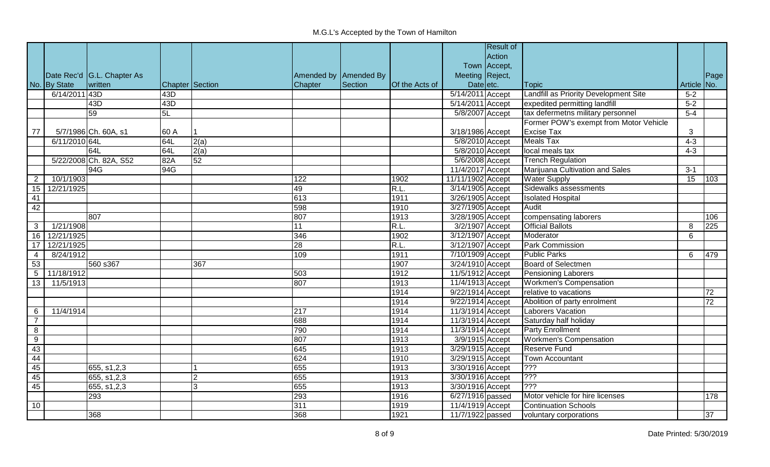# M.G.L's Accepted by the Town of Hamilton

| No. | Date Rec'd By State | G.L. Chapter As written | Chapter | Section | Amended by Chapter | Amended By Section | Of the Acts of | Town Meeting Date | Result of Action Accept, Reject, etc. | Topic | Article | Page No. |
|---|---|---|---|---|---|---|---|---|---|---|---|---|
| | 6/14/2011 | 43D | 43D | | | | | 5/14/2011 | Accept | Landfill as Priority Development Site | 5-2 | |
| | | 43D | 43D | | | | | 5/14/2011 | Accept | expedited permitting landfill | 5-2 | |
| | | 59 | 5L | | | | | 5/8/2007 | Accept | tax defermetns military personnel | 5-4 | |
| 77 | 5/7/1986 | Ch. 60A, s1 | 60 A | 1 | | | | 3/18/1986 | Accept | Former POW's exempt from Motor Vehicle Excise Tax | 3 | |
| | 6/11/2010 | 64L | 64L | 2(a) | | | | 5/8/2010 | Accept | Meals Tax | 4-3 | |
| | | 64L | 64L | 2(a) | | | | 5/8/2010 | Accept | local meals tax | 4-3 | |
| | 5/22/2008 | Ch. 82A, S52 | 82A | 52 | | | | 5/6/2008 | Accept | Trench Regulation | | |
| | | 94G | 94G | | | | | 11/4/2017 | Accept | Marijuana Cultivation and Sales | 3-1 | |
| 2 | 10/1/1903 | | | | 122 | | 1902 | 11/11/1902 | Accept | Water Supply | 15 | 103 |
| 15 | 12/21/1925 | | | | 49 | | R.L. | 3/14/1905 | Accept | Sidewalks assessments | | |
| 41 | | | | | 613 | | 1911 | 3/26/1905 | Accept | Isolated Hospital | | |
| 42 | | | | | 598 | | 1910 | 3/27/1905 | Accept | Audit | | |
| | | 807 | | | 807 | | 1913 | 3/28/1905 | Accept | compensating laborers | | 106 |
| 3 | 1/21/1908 | | | | 11 | | R.L. | 3/2/1907 | Accept | Official Ballots | 8 | 225 |
| 16 | 12/21/1925 | | | | 346 | | 1902 | 3/12/1907 | Accept | Moderator | 6 | |
| 17 | 12/21/1925 | | | | 28 | | R.L. | 3/12/1907 | Accept | Park Commission | | |
| 4 | 8/24/1912 | | | | 109 | | 1911 | 7/10/1909 | Accept | Public Parks | 6 | 479 |
| 53 | | 560 s367 | | 367 | | | 1907 | 3/24/1910 | Accept | Board of Selectmen | | |
| 5 | 11/18/1912 | | | | 503 | | 1912 | 11/5/1912 | Accept | Pensioning Laborers | | |
| 13 | 11/5/1913 | | | | 807 | | 1913 | 11/4/1913 | Accept | Workmen's Compensation | | |
| | | | | | | | 1914 | 9/22/1914 | Accept | relative to vacations | | 72 |
| | | | | | | | 1914 | 9/22/1914 | Accept | Abolition of party enrolment | | 72 |
| 6 | 11/4/1914 | | | | 217 | | 1914 | 11/3/1914 | Accept | Laborers Vacation | | |
| 7 | | | | | 688 | | 1914 | 11/3/1914 | Accept | Saturday half holiday | | |
| 8 | | | | | 790 | | 1914 | 11/3/1914 | Accept | Party Enrollment | | |
| 9 | | | | | 807 | | 1913 | 3/9/1915 | Accept | Workmen's Compensation | | |
| 43 | | | | | 645 | | 1913 | 3/29/1915 | Accept | Reserve Fund | | |
| 44 | | | | | 624 | | 1910 | 3/29/1915 | Accept | Town Accountant | | |
| 45 | | 655, s1,2,3 | | 1 | 655 | | 1913 | 3/30/1916 | Accept | ??? | | |
| 45 | | 655, s1,2,3 | | 2 | 655 | | 1913 | 3/30/1916 | Accept | ??? | | |
| 45 | | 655, s1,2,3 | | 3 | 655 | | 1913 | 3/30/1916 | Accept | ??? | | |
| | | 293 | | | 293 | | 1916 | 6/27/1916 | passed | Motor vehicle for hire licenses | | 178 |
| 10 | | | | | 311 | | 1919 | 11/4/1919 | Accept | Continuation Schools | | |
| | | 368 | | | 368 | | 1921 | 11/7/1922 | passed | voluntary corporations | | 37 |

Date Printed: 5/30/2019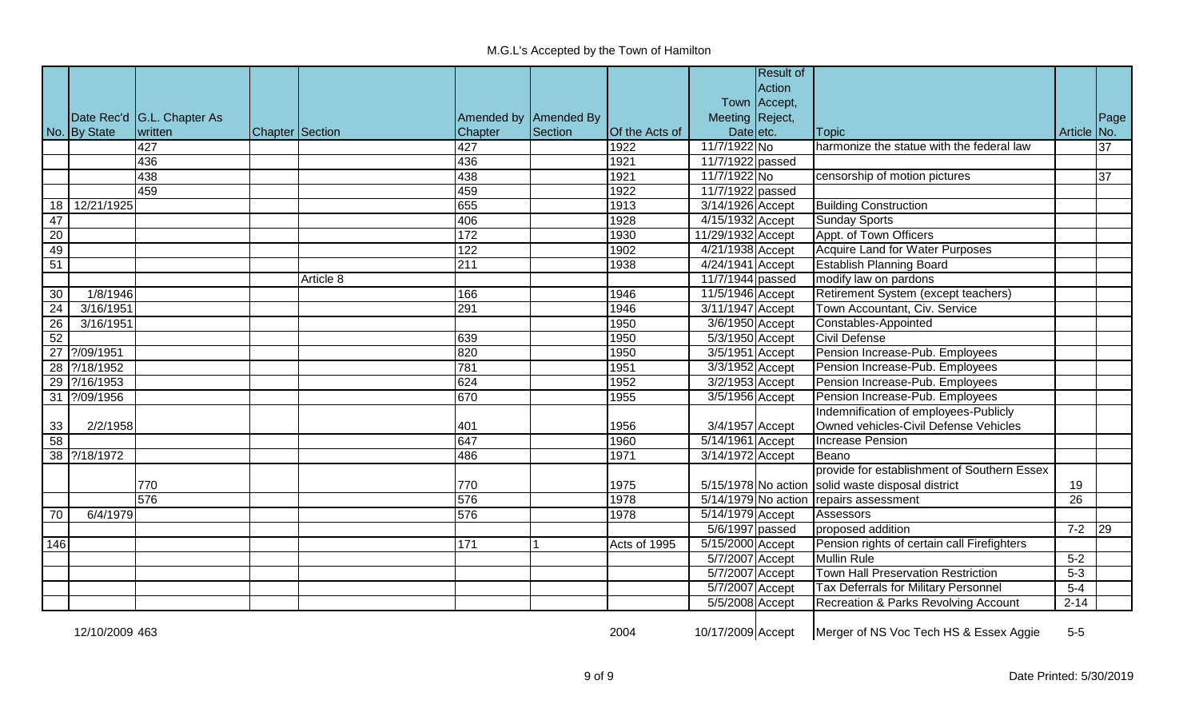# M.G.L's Accepted by the Town of Hamilton

| No. | Date Rec'd By State | G.L. Chapter As written | Chapter | Section | Amended by Chapter | Amended By Section | Of the Acts of | Town Meeting Date | Result of Action Accept, Reject, etc. | Topic | Article | Page No. |
|---|---|---|---|---|---|---|---|---|---|---|---|---|
| | | 427 | | | 427 | | 1922 | 11/7/1922 | No | harmonize the statue with the federal law | | 37 |
| | | 436 | | | 436 | | 1921 | 11/7/1922 | passed | | | |
| | | 438 | | | 438 | | 1921 | 11/7/1922 | No | censorship of motion pictures | | 37 |
| | | 459 | | | 459 | | 1922 | 11/7/1922 | passed | | | |
| 18 | 12/21/1925 | | | | 655 | | 1913 | 3/14/1926 | Accept | Building Construction | | |
| 47 | | | | | 406 | | 1928 | 4/15/1932 | Accept | Sunday Sports | | |
| 20 | | | | | 172 | | 1930 | 11/29/1932 | Accept | Appt. of Town Officers | | |
| 49 | | | | | 122 | | 1902 | 4/21/1938 | Accept | Acquire Land for Water Purposes | | |
| 51 | | | | | 211 | | 1938 | 4/24/1941 | Accept | Establish Planning Board | | |
| | | | | Article 8 | | | | 11/7/1944 | passed | modify law on pardons | | |
| 30 | 1/8/1946 | | | | 166 | | 1946 | 11/5/1946 | Accept | Retirement System (except teachers) | | |
| 24 | 3/16/1951 | | | | 291 | | 1946 | 3/11/1947 | Accept | Town Accountant, Civ. Service | | |
| 26 | 3/16/1951 | | | | | | 1950 | 3/6/1950 | Accept | Constables-Appointed | | |
| 52 | | | | | 639 | | 1950 | 5/3/1950 | Accept | Civil Defense | | |
| 27 | ?/09/1951 | | | | 820 | | 1950 | 3/5/1951 | Accept | Pension Increase-Pub. Employees | | |
| 28 | ?/18/1952 | | | | 781 | | 1951 | 3/3/1952 | Accept | Pension Increase-Pub. Employees | | |
| 29 | ?/16/1953 | | | | 624 | | 1952 | 3/2/1953 | Accept | Pension Increase-Pub. Employees | | |
| 31 | ?/09/1956 | | | | 670 | | 1955 | 3/5/1956 | Accept | Pension Increase-Pub. Employees | | |
| 33 | 2/2/1958 | | | | 401 | | 1956 | 3/4/1957 | Accept | Indemnification of employees-Publicly Owned vehicles-Civil Defense Vehicles | | |
| 58 | | | | | 647 | | 1960 | 5/14/1961 | Accept | Increase Pension | | |
| 38 | ?/18/1972 | | | | 486 | | 1971 | 3/14/1972 | Accept | Beano | | |
| | | 770 | | | 770 | | 1975 | 5/15/1978 | No action | provide for establishment of Southern Essex solid waste disposal district | 19 | |
| | | 576 | | | 576 | | 1978 | 5/14/1979 | No action | repairs assessment | 26 | |
| 70 | 6/4/1979 | | | | 576 | | 1978 | 5/14/1979 | Accept | Assessors | | |
| | | | | | | | | 5/6/1997 | passed | proposed addition | 7-2 | 29 |
| 146 | | | | | 171 | 1 | Acts of 1995 | 5/15/2000 | Accept | Pension rights of certain call Firefighters | | |
| | | | | | | | | 5/7/2007 | Accept | Mullin Rule | 5-2 | |
| | | | | | | | | 5/7/2007 | Accept | Town Hall Preservation Restriction | 5-3 | |
| | | | | | | | | 5/7/2007 | Accept | Tax Deferrals for Military Personnel | 5-4 | |
| | | | | | | | | 5/5/2008 | Accept | Recreation & Parks Revolving Account | 2-14 | |
| | 12/10/2009 | 463 | | | | | 2004 | 10/17/2009 | Accept | Merger of NS Voc Tech HS & Essex Aggie | 5-5 | |

Date Printed: 5/30/2019